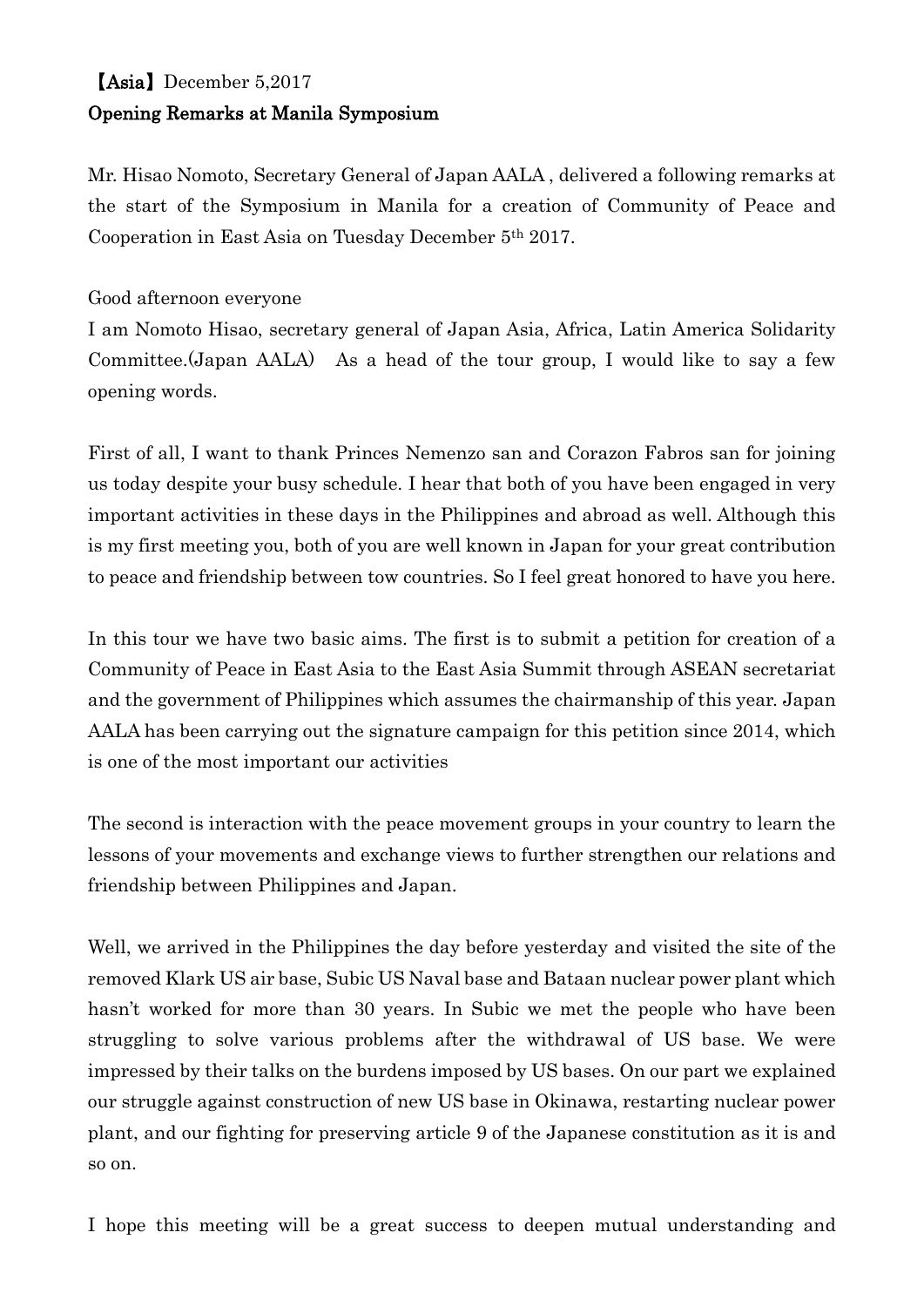**【Asia】December 5,2017**

**Opening Remarks at Manila Symposium**

Mr. Hisao Nomoto, Secretary General of Japan AALA , delivered a following remarks at the start of the Symposium in Manila for a creation of Community of Peace and Cooperation in East Asia on Tuesday December 5th 2017.

Good afternoon everyone

I am Nomoto Hisao, secretary general of Japan Asia, Africa, Latin America Solidarity Committee.(Japan AALA) As a head of the tour group, I would like to say a few opening words.

First of all, I want to thank Princes Nemenzo san and Corazon Fabros san for joining us today despite your busy schedule. I hear that both of you have been engaged in very important activities in these days in the Philippines and abroad as well. Although this is my first meeting you, both of you are well known in Japan for your great contribution to peace and friendship between tow countries. So I feel great honored to have you here.

In this tour we have two basic aims. The first is to submit a petition for creation of a Community of Peace in East Asia to the East Asia Summit through ASEAN secretariat and the government of Philippines which assumes the chairmanship of this year. Japan AALA has been carrying out the signature campaign for this petition since 2014, which is one of the most important our activities

The second is interaction with the peace movement groups in your country to learn the lessons of your movements and exchange views to further strengthen our relations and friendship between Philippines and Japan.

Well, we arrived in the Philippines the day before yesterday and visited the site of the removed Klark US air base, Subic US Naval base and Bataan nuclear power plant which hasn't worked for more than 30 years. In Subic we met the people who have been struggling to solve various problems after the withdrawal of US base. We were impressed by their talks on the burdens imposed by US bases. On our part we explained our struggle against construction of new US base in Okinawa, restarting nuclear power plant, and our fighting for preserving article 9 of the Japanese constitution as it is and so on.

I hope this meeting will be a great success to deepen mutual understanding and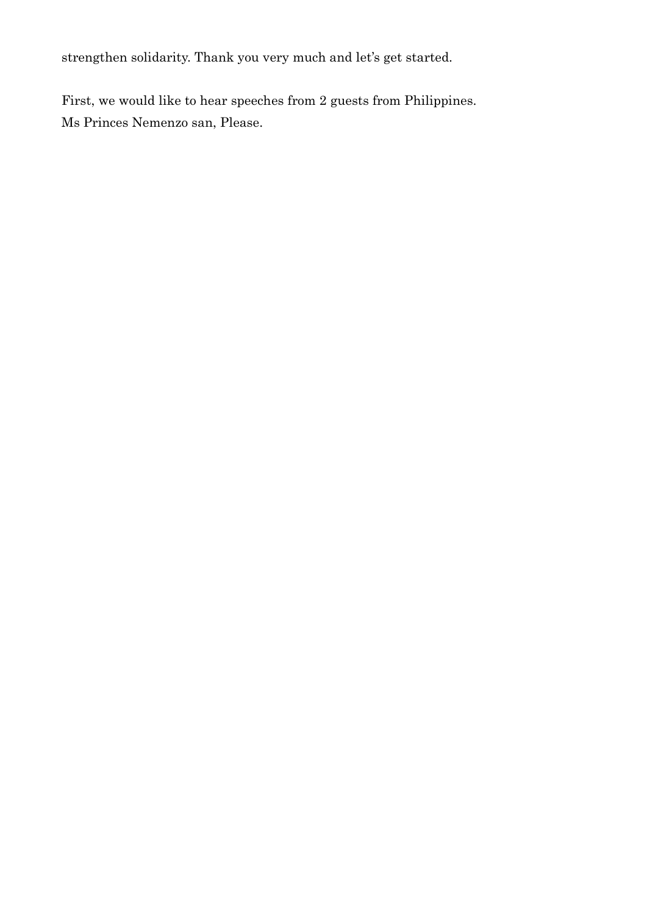strengthen solidarity. Thank you very much and let's get started.

First, we would like to hear speeches from 2 guests from Philippines.
Ms Princes Nemenzo san, Please.